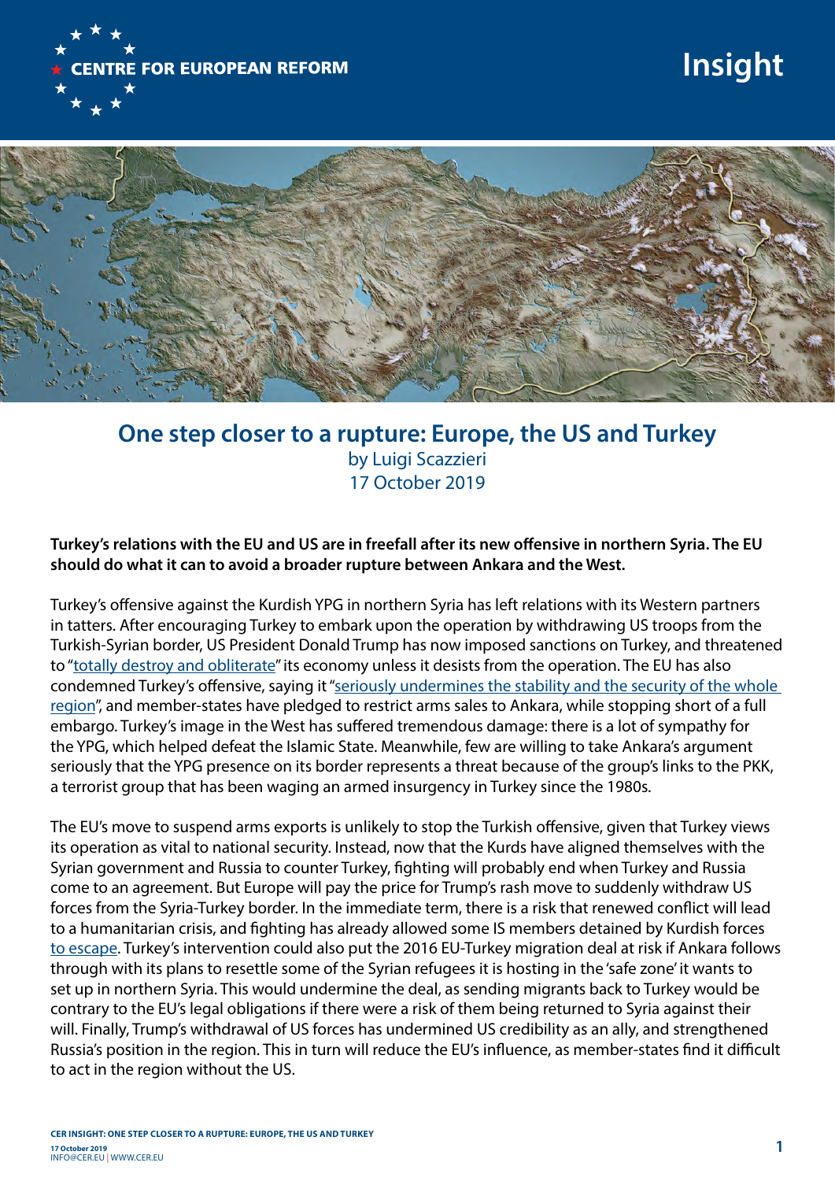CENTRE FOR EUROPEAN REFORM

Insight

# One step closer to a rupture: Europe, the US and Turkey

by Luigi Scazzieri
17 October 2019

**Turkey's relations with the EU and US are in freefall after its new offensive in northern Syria. The EU should do what it can to avoid a broader rupture between Ankara and the West.**

Turkey's offensive against the Kurdish YPG in northern Syria has left relations with its Western partners in tatters. After encouraging Turkey to embark upon the operation by withdrawing US troops from the Turkish-Syrian border, US President Donald Trump has now imposed sanctions on Turkey, and threatened to "totally destroy and obliterate" its economy unless it desists from the operation. The EU has also condemned Turkey's offensive, saying it "seriously undermines the stability and the security of the whole region", and member-states have pledged to restrict arms sales to Ankara, while stopping short of a full embargo. Turkey's image in the West has suffered tremendous damage: there is a lot of sympathy for the YPG, which helped defeat the Islamic State. Meanwhile, few are willing to take Ankara's argument seriously that the YPG presence on its border represents a threat because of the group's links to the PKK, a terrorist group that has been waging an armed insurgency in Turkey since the 1980s.

The EU's move to suspend arms exports is unlikely to stop the Turkish offensive, given that Turkey views its operation as vital to national security. Instead, now that the Kurds have aligned themselves with the Syrian government and Russia to counter Turkey, fighting will probably end when Turkey and Russia come to an agreement. But Europe will pay the price for Trump's rash move to suddenly withdraw US forces from the Syria-Turkey border. In the immediate term, there is a risk that renewed conflict will lead to a humanitarian crisis, and fighting has already allowed some IS members detained by Kurdish forces to escape. Turkey's intervention could also put the 2016 EU-Turkey migration deal at risk if Ankara follows through with its plans to resettle some of the Syrian refugees it is hosting in the 'safe zone' it wants to set up in northern Syria. This would undermine the deal, as sending migrants back to Turkey would be contrary to the EU's legal obligations if there were a risk of them being returned to Syria against their will. Finally, Trump's withdrawal of US forces has undermined US credibility as an ally, and strengthened Russia's position in the region. This in turn will reduce the EU's influence, as member-states find it difficult to act in the region without the US.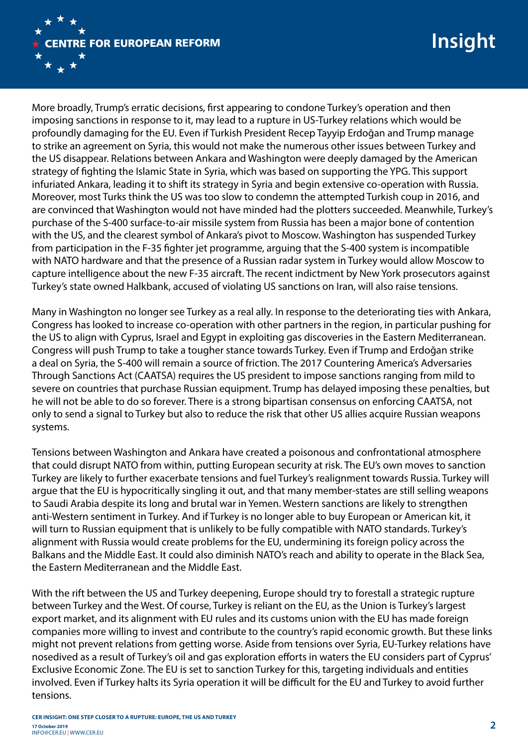More broadly, Trump's erratic decisions, first appearing to condone Turkey's operation and then imposing sanctions in response to it, may lead to a rupture in US-Turkey relations which would be profoundly damaging for the EU. Even if Turkish President Recep Tayyip Erdoğan and Trump manage to strike an agreement on Syria, this would not make the numerous other issues between Turkey and the US disappear. Relations between Ankara and Washington were deeply damaged by the American strategy of fighting the Islamic State in Syria, which was based on supporting the YPG. This support infuriated Ankara, leading it to shift its strategy in Syria and begin extensive co-operation with Russia. Moreover, most Turks think the US was too slow to condemn the attempted Turkish coup in 2016, and are convinced that Washington would not have minded had the plotters succeeded. Meanwhile, Turkey's purchase of the S-400 surface-to-air missile system from Russia has been a major bone of contention with the US, and the clearest symbol of Ankara's pivot to Moscow. Washington has suspended Turkey from participation in the F-35 fighter jet programme, arguing that the S-400 system is incompatible with NATO hardware and that the presence of a Russian radar system in Turkey would allow Moscow to capture intelligence about the new F-35 aircraft. The recent indictment by New York prosecutors against Turkey's state owned Halkbank, accused of violating US sanctions on Iran, will also raise tensions.

Many in Washington no longer see Turkey as a real ally. In response to the deteriorating ties with Ankara, Congress has looked to increase co-operation with other partners in the region, in particular pushing for the US to align with Cyprus, Israel and Egypt in exploiting gas discoveries in the Eastern Mediterranean. Congress will push Trump to take a tougher stance towards Turkey. Even if Trump and Erdoğan strike a deal on Syria, the S-400 will remain a source of friction. The 2017 Countering America's Adversaries Through Sanctions Act (CAATSA) requires the US president to impose sanctions ranging from mild to severe on countries that purchase Russian equipment. Trump has delayed imposing these penalties, but he will not be able to do so forever. There is a strong bipartisan consensus on enforcing CAATSA, not only to send a signal to Turkey but also to reduce the risk that other US allies acquire Russian weapons systems.

Tensions between Washington and Ankara have created a poisonous and confrontational atmosphere that could disrupt NATO from within, putting European security at risk. The EU's own moves to sanction Turkey are likely to further exacerbate tensions and fuel Turkey's realignment towards Russia. Turkey will argue that the EU is hypocritically singling it out, and that many member-states are still selling weapons to Saudi Arabia despite its long and brutal war in Yemen. Western sanctions are likely to strengthen anti-Western sentiment in Turkey. And if Turkey is no longer able to buy European or American kit, it will turn to Russian equipment that is unlikely to be fully compatible with NATO standards. Turkey's alignment with Russia would create problems for the EU, undermining its foreign policy across the Balkans and the Middle East. It could also diminish NATO's reach and ability to operate in the Black Sea, the Eastern Mediterranean and the Middle East.

With the rift between the US and Turkey deepening, Europe should try to forestall a strategic rupture between Turkey and the West. Of course, Turkey is reliant on the EU, as the Union is Turkey's largest export market, and its alignment with EU rules and its customs union with the EU has made foreign companies more willing to invest and contribute to the country's rapid economic growth. But these links might not prevent relations from getting worse. Aside from tensions over Syria, EU-Turkey relations have nosedived as a result of Turkey's oil and gas exploration efforts in waters the EU considers part of Cyprus' Exclusive Economic Zone. The EU is set to sanction Turkey for this, targeting individuals and entities involved. Even if Turkey halts its Syria operation it will be difficult for the EU and Turkey to avoid further tensions.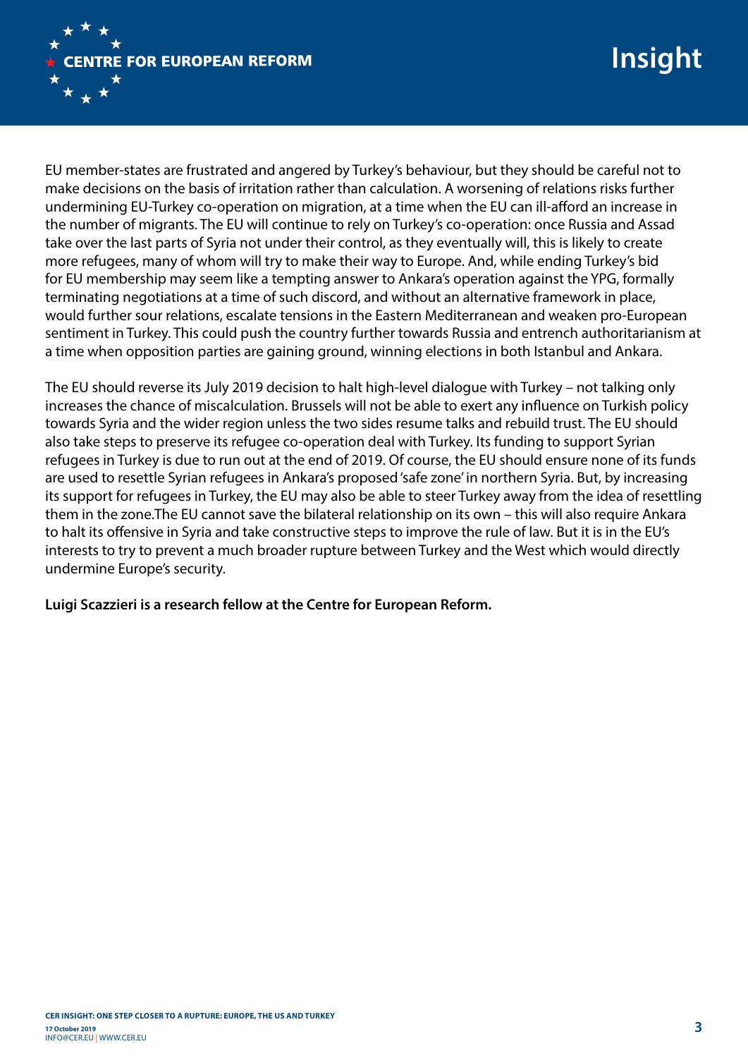EU member-states are frustrated and angered by Turkey's behaviour, but they should be careful not to make decisions on the basis of irritation rather than calculation. A worsening of relations risks further undermining EU-Turkey co-operation on migration, at a time when the EU can ill-afford an increase in the number of migrants. The EU will continue to rely on Turkey's co-operation: once Russia and Assad take over the last parts of Syria not under their control, as they eventually will, this is likely to create more refugees, many of whom will try to make their way to Europe. And, while ending Turkey's bid for EU membership may seem like a tempting answer to Ankara's operation against the YPG, formally terminating negotiations at a time of such discord, and without an alternative framework in place, would further sour relations, escalate tensions in the Eastern Mediterranean and weaken pro-European sentiment in Turkey. This could push the country further towards Russia and entrench authoritarianism at a time when opposition parties are gaining ground, winning elections in both Istanbul and Ankara.

The EU should reverse its July 2019 decision to halt high-level dialogue with Turkey – not talking only increases the chance of miscalculation. Brussels will not be able to exert any influence on Turkish policy towards Syria and the wider region unless the two sides resume talks and rebuild trust. The EU should also take steps to preserve its refugee co-operation deal with Turkey. Its funding to support Syrian refugees in Turkey is due to run out at the end of 2019. Of course, the EU should ensure none of its funds are used to resettle Syrian refugees in Ankara's proposed 'safe zone' in northern Syria. But, by increasing its support for refugees in Turkey, the EU may also be able to steer Turkey away from the idea of resettling them in the zone.The EU cannot save the bilateral relationship on its own – this will also require Ankara to halt its offensive in Syria and take constructive steps to improve the rule of law. But it is in the EU's interests to try to prevent a much broader rupture between Turkey and the West which would directly undermine Europe's security.

**Luigi Scazzieri is a research fellow at the Centre for European Reform.**